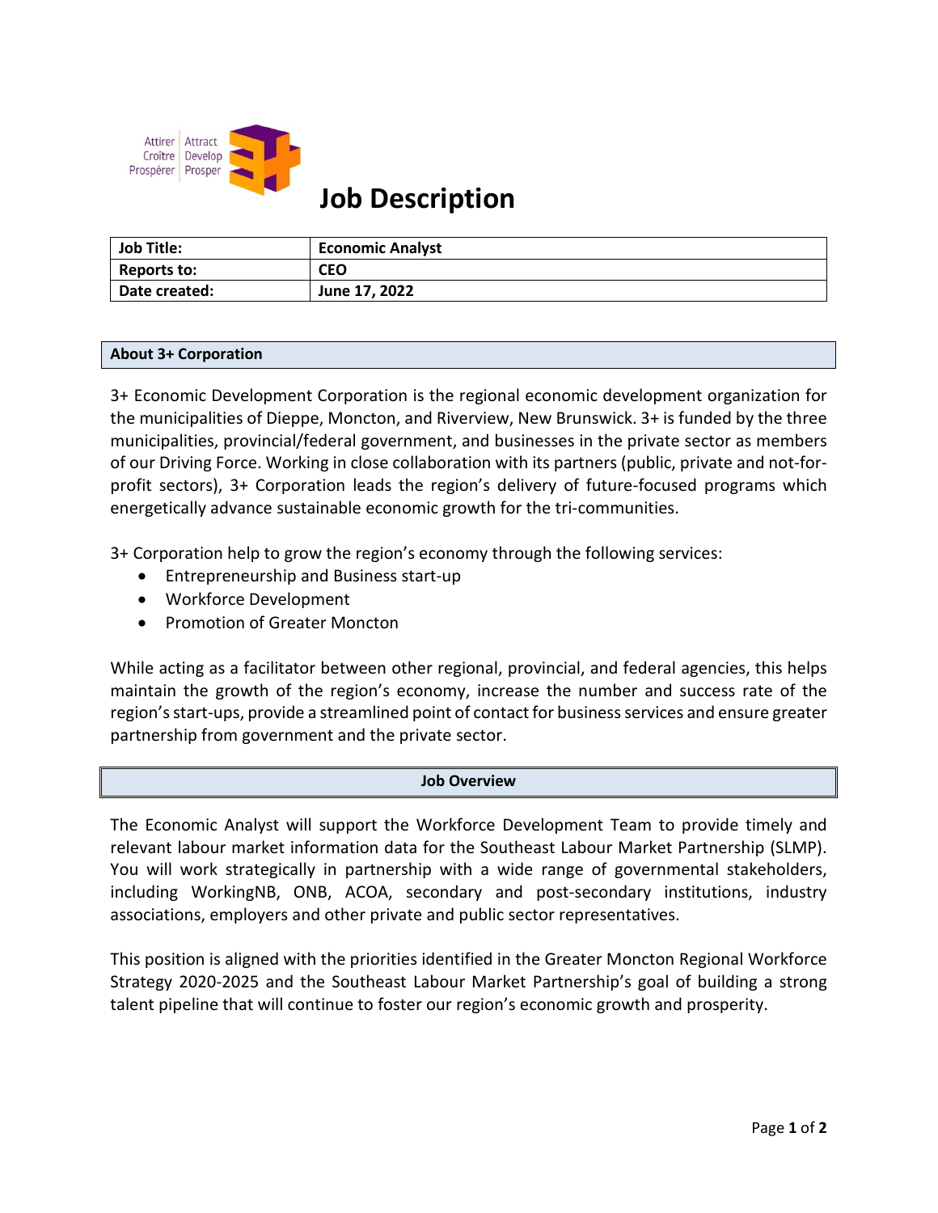Attirer | Attract
Croître | Develop
Prospérer | Prosper

# Job Description

| Job Title: | Economic Analyst |
|---|---|
| Reports to: | CEO |
| Date created: | June 17, 2022 |

## About 3+ Corporation

3+ Economic Development Corporation is the regional economic development organization for the municipalities of Dieppe, Moncton, and Riverview, New Brunswick. 3+ is funded by the three municipalities, provincial/federal government, and businesses in the private sector as members of our Driving Force. Working in close collaboration with its partners (public, private and not-for-profit sectors), 3+ Corporation leads the region's delivery of future-focused programs which energetically advance sustainable economic growth for the tri-communities.

3+ Corporation help to grow the region's economy through the following services:

- Entrepreneurship and Business start-up
- Workforce Development
- Promotion of Greater Moncton

While acting as a facilitator between other regional, provincial, and federal agencies, this helps maintain the growth of the region's economy, increase the number and success rate of the region's start-ups, provide a streamlined point of contact for business services and ensure greater partnership from government and the private sector.

## Job Overview

The Economic Analyst will support the Workforce Development Team to provide timely and relevant labour market information data for the Southeast Labour Market Partnership (SLMP). You will work strategically in partnership with a wide range of governmental stakeholders, including WorkingNB, ONB, ACOA, secondary and post-secondary institutions, industry associations, employers and other private and public sector representatives.

This position is aligned with the priorities identified in the Greater Moncton Regional Workforce Strategy 2020-2025 and the Southeast Labour Market Partnership's goal of building a strong talent pipeline that will continue to foster our region's economic growth and prosperity.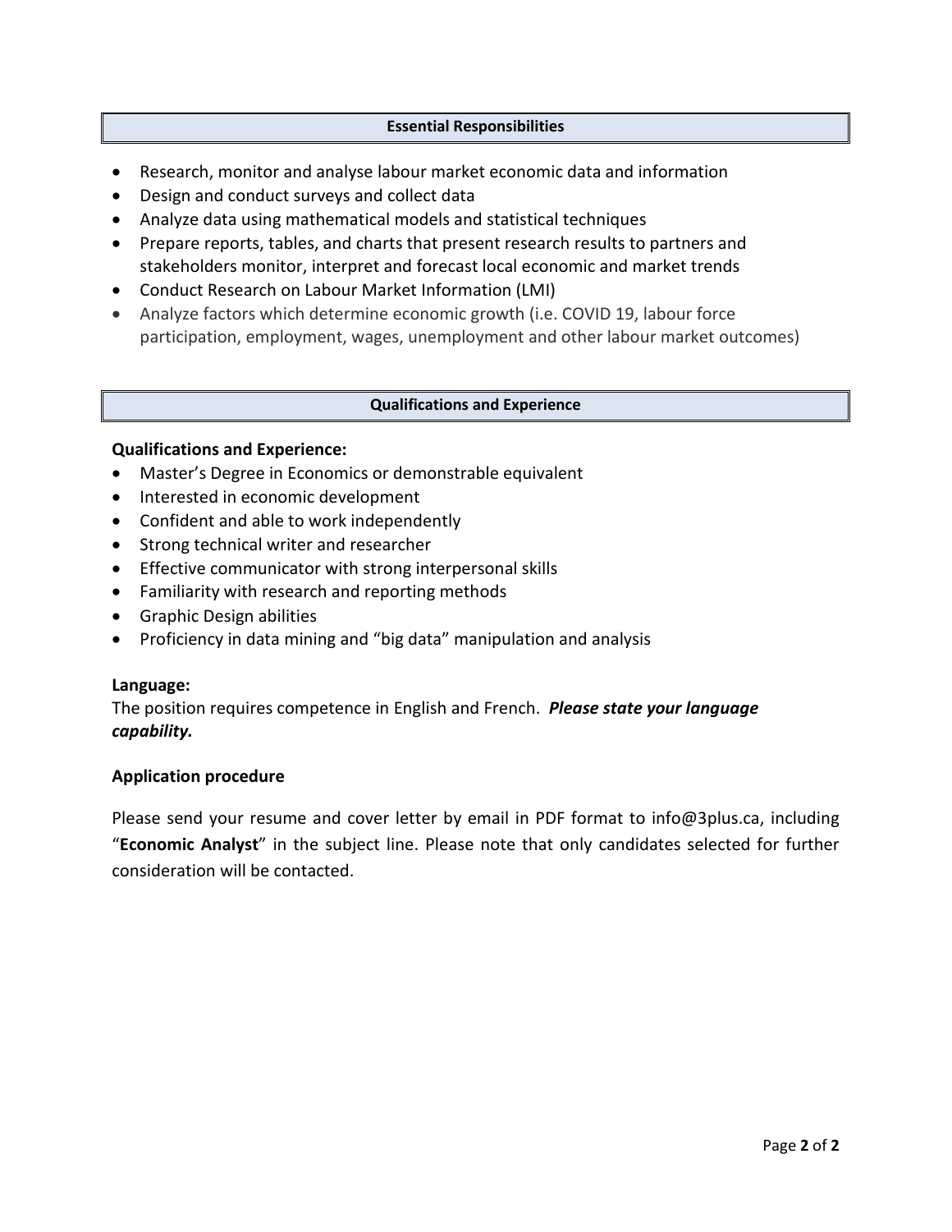## Essential Responsibilities

- Research, monitor and analyse labour market economic data and information
- Design and conduct surveys and collect data
- Analyze data using mathematical models and statistical techniques
- Prepare reports, tables, and charts that present research results to partners and stakeholders monitor, interpret and forecast local economic and market trends
- Conduct Research on Labour Market Information (LMI)
- Analyze factors which determine economic growth (i.e. COVID 19, labour force participation, employment, wages, unemployment and other labour market outcomes)

## Qualifications and Experience

**Qualifications and Experience:**

- Master's Degree in Economics or demonstrable equivalent
- Interested in economic development
- Confident and able to work independently
- Strong technical writer and researcher
- Effective communicator with strong interpersonal skills
- Familiarity with research and reporting methods
- Graphic Design abilities
- Proficiency in data mining and "big data" manipulation and analysis

**Language:**

The position requires competence in English and French. ***Please state your language capability.***

**Application procedure**

Please send your resume and cover letter by email in PDF format to info@3plus.ca, including "**Economic Analyst**" in the subject line. Please note that only candidates selected for further consideration will be contacted.